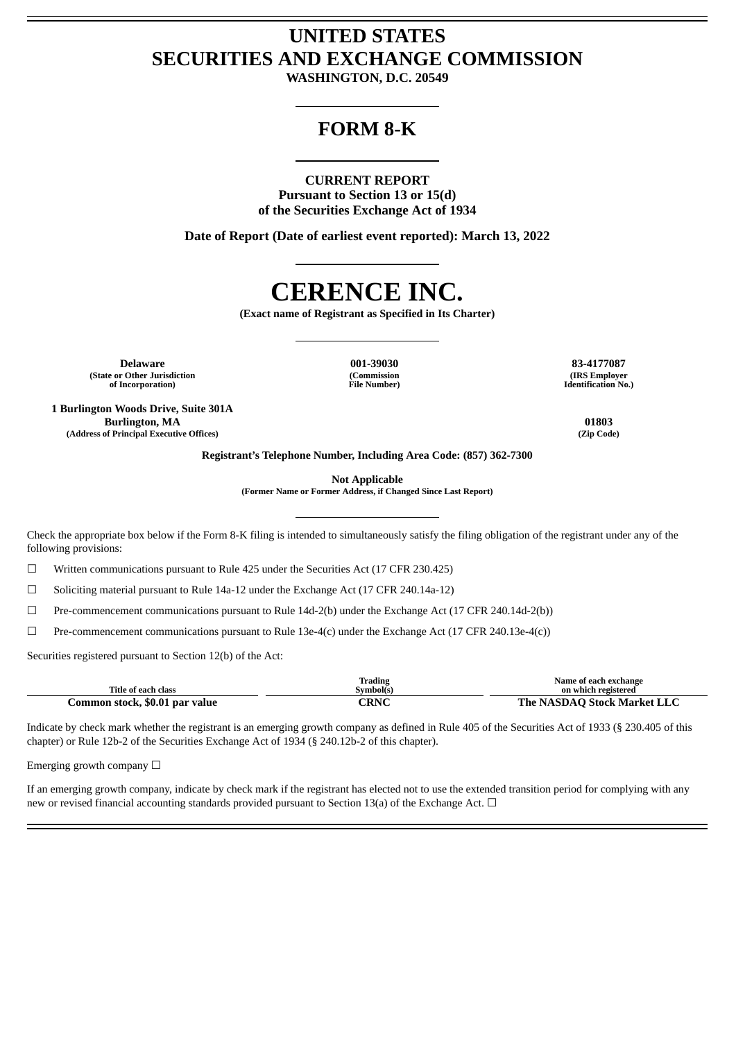# UNITED STATES
# SECURITIES AND EXCHANGE COMMISSION

**WASHINGTON, D.C. 20549**

## FORM 8-K

**CURRENT REPORT**
**Pursuant to Section 13 or 15(d)**
**of the Securities Exchange Act of 1934**

**Date of Report (Date of earliest event reported): March 13, 2022**

# CERENCE INC.

**(Exact name of Registrant as Specified in Its Charter)**

| Delaware | 001-39030 | 83-4177087 |
|---|---|---|
| (State or Other Jurisdiction of Incorporation) | (Commission File Number) | (IRS Employer Identification No.) |

| 1 Burlington Woods Drive, Suite 301A Burlington, MA | 01803 |
|---|---|
| (Address of Principal Executive Offices) | (Zip Code) |

**Registrant's Telephone Number, Including Area Code: (857) 362-7300**

**Not Applicable**
**(Former Name or Former Address, if Changed Since Last Report)**

Check the appropriate box below if the Form 8-K filing is intended to simultaneously satisfy the filing obligation of the registrant under any of the following provisions:

☐ Written communications pursuant to Rule 425 under the Securities Act (17 CFR 230.425)

☐ Soliciting material pursuant to Rule 14a-12 under the Exchange Act (17 CFR 240.14a-12)

☐ Pre-commencement communications pursuant to Rule 14d-2(b) under the Exchange Act (17 CFR 240.14d-2(b))

☐ Pre-commencement communications pursuant to Rule 13e-4(c) under the Exchange Act (17 CFR 240.13e-4(c))

Securities registered pursuant to Section 12(b) of the Act:

| Title of each class | Trading Symbol(s) | Name of each exchange on which registered |
|---|---|---|
| Common stock, $0.01 par value | CRNC | The NASDAQ Stock Market LLC |

Indicate by check mark whether the registrant is an emerging growth company as defined in Rule 405 of the Securities Act of 1933 (§ 230.405 of this chapter) or Rule 12b-2 of the Securities Exchange Act of 1934 (§ 240.12b-2 of this chapter).

Emerging growth company ☐

If an emerging growth company, indicate by check mark if the registrant has elected not to use the extended transition period for complying with any new or revised financial accounting standards provided pursuant to Section 13(a) of the Exchange Act. ☐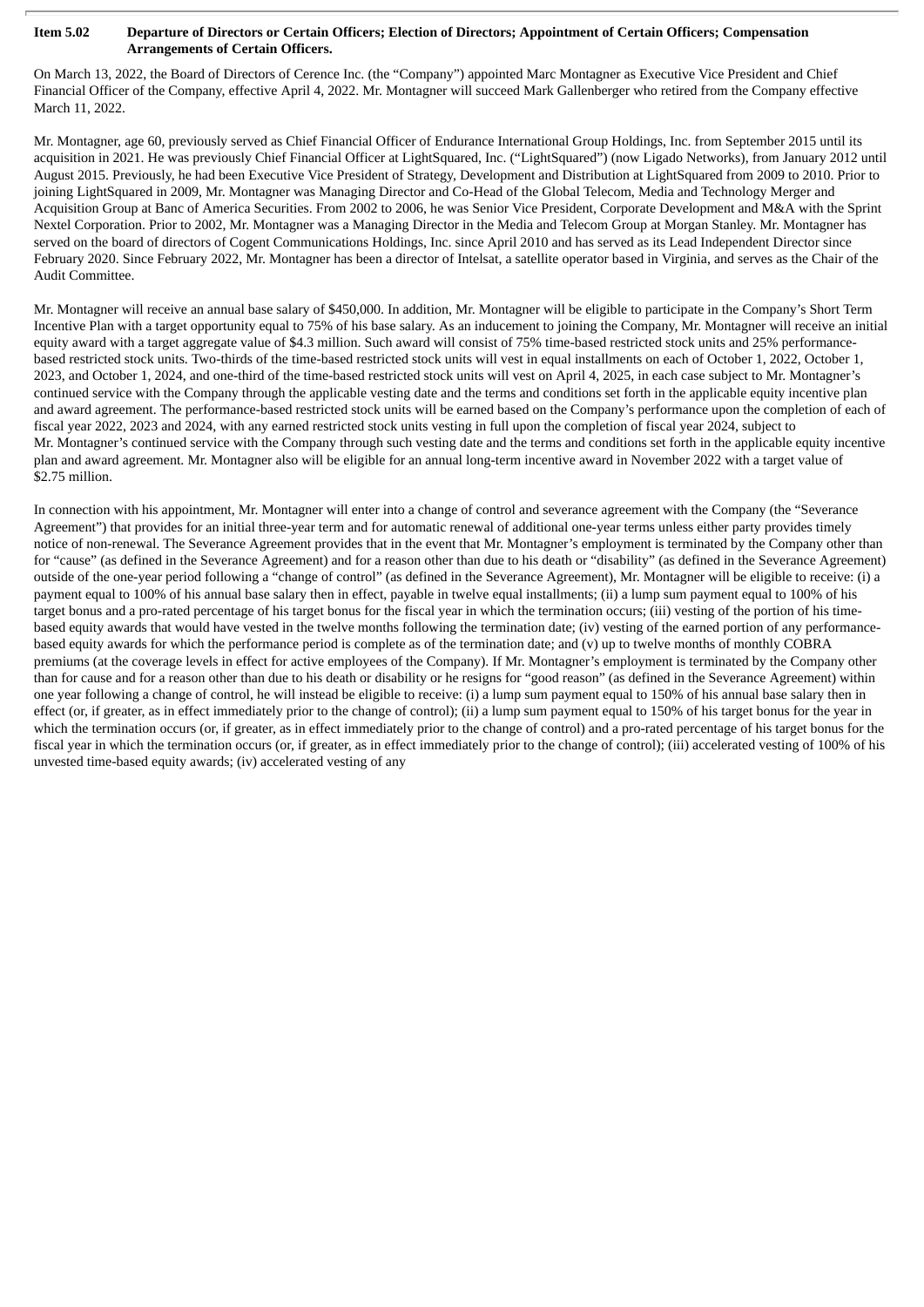**Item 5.02 Departure of Directors or Certain Officers; Election of Directors; Appointment of Certain Officers; Compensation Arrangements of Certain Officers.**

On March 13, 2022, the Board of Directors of Cerence Inc. (the "Company") appointed Marc Montagner as Executive Vice President and Chief Financial Officer of the Company, effective April 4, 2022. Mr. Montagner will succeed Mark Gallenberger who retired from the Company effective March 11, 2022.

Mr. Montagner, age 60, previously served as Chief Financial Officer of Endurance International Group Holdings, Inc. from September 2015 until its acquisition in 2021. He was previously Chief Financial Officer at LightSquared, Inc. ("LightSquared") (now Ligado Networks), from January 2012 until August 2015. Previously, he had been Executive Vice President of Strategy, Development and Distribution at LightSquared from 2009 to 2010. Prior to joining LightSquared in 2009, Mr. Montagner was Managing Director and Co-Head of the Global Telecom, Media and Technology Merger and Acquisition Group at Banc of America Securities. From 2002 to 2006, he was Senior Vice President, Corporate Development and M&A with the Sprint Nextel Corporation. Prior to 2002, Mr. Montagner was a Managing Director in the Media and Telecom Group at Morgan Stanley. Mr. Montagner has served on the board of directors of Cogent Communications Holdings, Inc. since April 2010 and has served as its Lead Independent Director since February 2020. Since February 2022, Mr. Montagner has been a director of Intelsat, a satellite operator based in Virginia, and serves as the Chair of the Audit Committee.

Mr. Montagner will receive an annual base salary of $450,000. In addition, Mr. Montagner will be eligible to participate in the Company's Short Term Incentive Plan with a target opportunity equal to 75% of his base salary. As an inducement to joining the Company, Mr. Montagner will receive an initial equity award with a target aggregate value of $4.3 million. Such award will consist of 75% time-based restricted stock units and 25% performance-based restricted stock units. Two-thirds of the time-based restricted stock units will vest in equal installments on each of October 1, 2022, October 1, 2023, and October 1, 2024, and one-third of the time-based restricted stock units will vest on April 4, 2025, in each case subject to Mr. Montagner's continued service with the Company through the applicable vesting date and the terms and conditions set forth in the applicable equity incentive plan and award agreement. The performance-based restricted stock units will be earned based on the Company's performance upon the completion of each of fiscal year 2022, 2023 and 2024, with any earned restricted stock units vesting in full upon the completion of fiscal year 2024, subject to Mr. Montagner's continued service with the Company through such vesting date and the terms and conditions set forth in the applicable equity incentive plan and award agreement. Mr. Montagner also will be eligible for an annual long-term incentive award in November 2022 with a target value of $2.75 million.

In connection with his appointment, Mr. Montagner will enter into a change of control and severance agreement with the Company (the "Severance Agreement") that provides for an initial three-year term and for automatic renewal of additional one-year terms unless either party provides timely notice of non-renewal. The Severance Agreement provides that in the event that Mr. Montagner's employment is terminated by the Company other than for "cause" (as defined in the Severance Agreement) and for a reason other than due to his death or "disability" (as defined in the Severance Agreement) outside of the one-year period following a "change of control" (as defined in the Severance Agreement), Mr. Montagner will be eligible to receive: (i) a payment equal to 100% of his annual base salary then in effect, payable in twelve equal installments; (ii) a lump sum payment equal to 100% of his target bonus and a pro-rated percentage of his target bonus for the fiscal year in which the termination occurs; (iii) vesting of the portion of his time-based equity awards that would have vested in the twelve months following the termination date; (iv) vesting of the earned portion of any performance-based equity awards for which the performance period is complete as of the termination date; and (v) up to twelve months of monthly COBRA premiums (at the coverage levels in effect for active employees of the Company). If Mr. Montagner's employment is terminated by the Company other than for cause and for a reason other than due to his death or disability or he resigns for "good reason" (as defined in the Severance Agreement) within one year following a change of control, he will instead be eligible to receive: (i) a lump sum payment equal to 150% of his annual base salary then in effect (or, if greater, as in effect immediately prior to the change of control); (ii) a lump sum payment equal to 150% of his target bonus for the year in which the termination occurs (or, if greater, as in effect immediately prior to the change of control) and a pro-rated percentage of his target bonus for the fiscal year in which the termination occurs (or, if greater, as in effect immediately prior to the change of control); (iii) accelerated vesting of 100% of his unvested time-based equity awards; (iv) accelerated vesting of any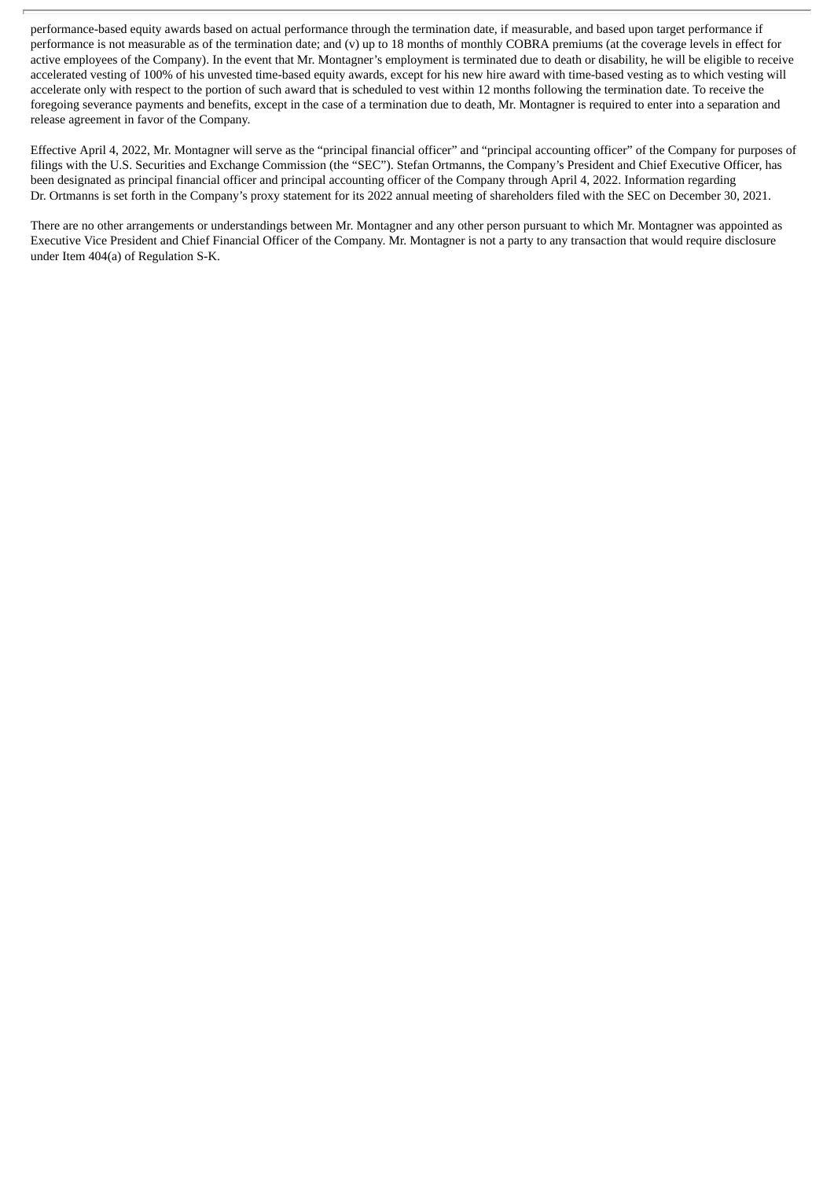performance-based equity awards based on actual performance through the termination date, if measurable, and based upon target performance if performance is not measurable as of the termination date; and (v) up to 18 months of monthly COBRA premiums (at the coverage levels in effect for active employees of the Company). In the event that Mr. Montagner's employment is terminated due to death or disability, he will be eligible to receive accelerated vesting of 100% of his unvested time-based equity awards, except for his new hire award with time-based vesting as to which vesting will accelerate only with respect to the portion of such award that is scheduled to vest within 12 months following the termination date. To receive the foregoing severance payments and benefits, except in the case of a termination due to death, Mr. Montagner is required to enter into a separation and release agreement in favor of the Company.

Effective April 4, 2022, Mr. Montagner will serve as the "principal financial officer" and "principal accounting officer" of the Company for purposes of filings with the U.S. Securities and Exchange Commission (the "SEC"). Stefan Ortmanns, the Company's President and Chief Executive Officer, has been designated as principal financial officer and principal accounting officer of the Company through April 4, 2022. Information regarding Dr. Ortmanns is set forth in the Company's proxy statement for its 2022 annual meeting of shareholders filed with the SEC on December 30, 2021.

There are no other arrangements or understandings between Mr. Montagner and any other person pursuant to which Mr. Montagner was appointed as Executive Vice President and Chief Financial Officer of the Company. Mr. Montagner is not a party to any transaction that would require disclosure under Item 404(a) of Regulation S-K.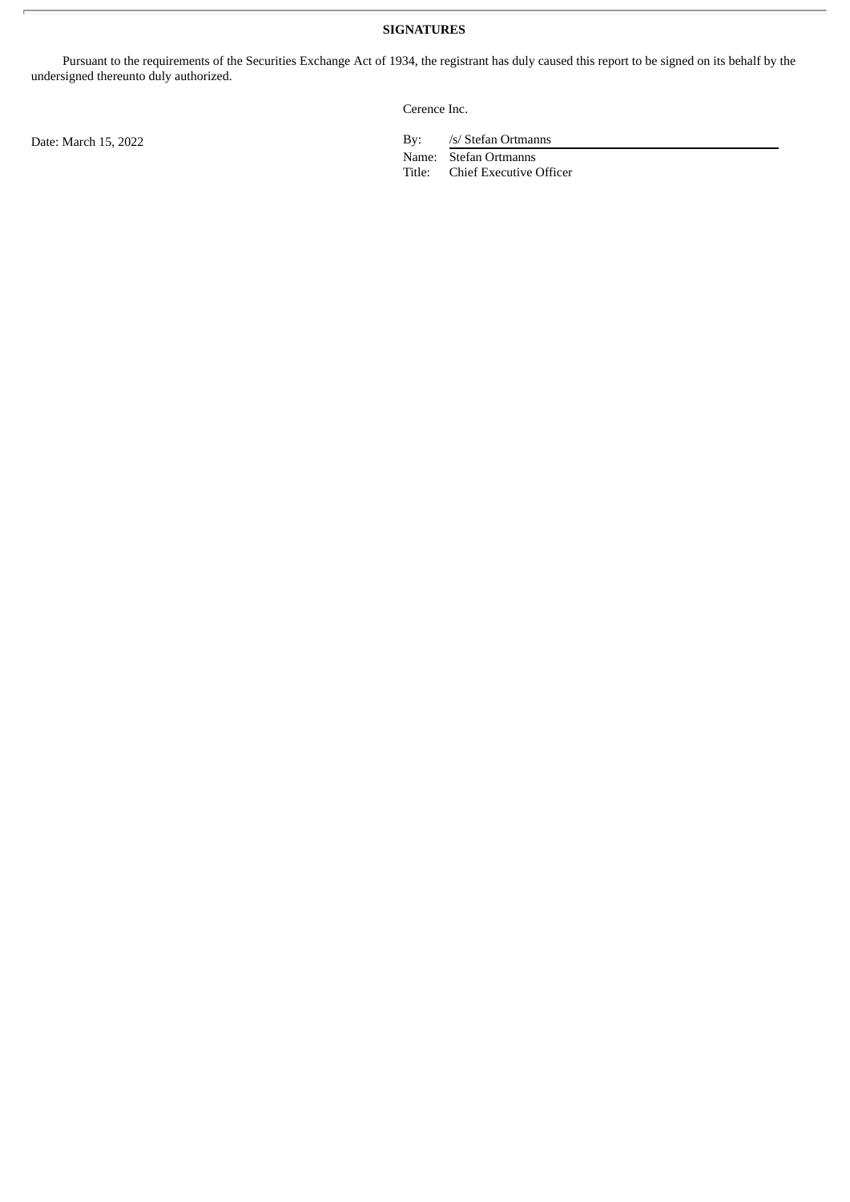**SIGNATURES**

Pursuant to the requirements of the Securities Exchange Act of 1934, the registrant has duly caused this report to be signed on its behalf by the undersigned thereunto duly authorized.

Cerence Inc.

Date: March 15, 2022

| | |
|---|---|
| By: | /s/ Stefan Ortmanns |
| Name: | Stefan Ortmanns |
| Title: | Chief Executive Officer |